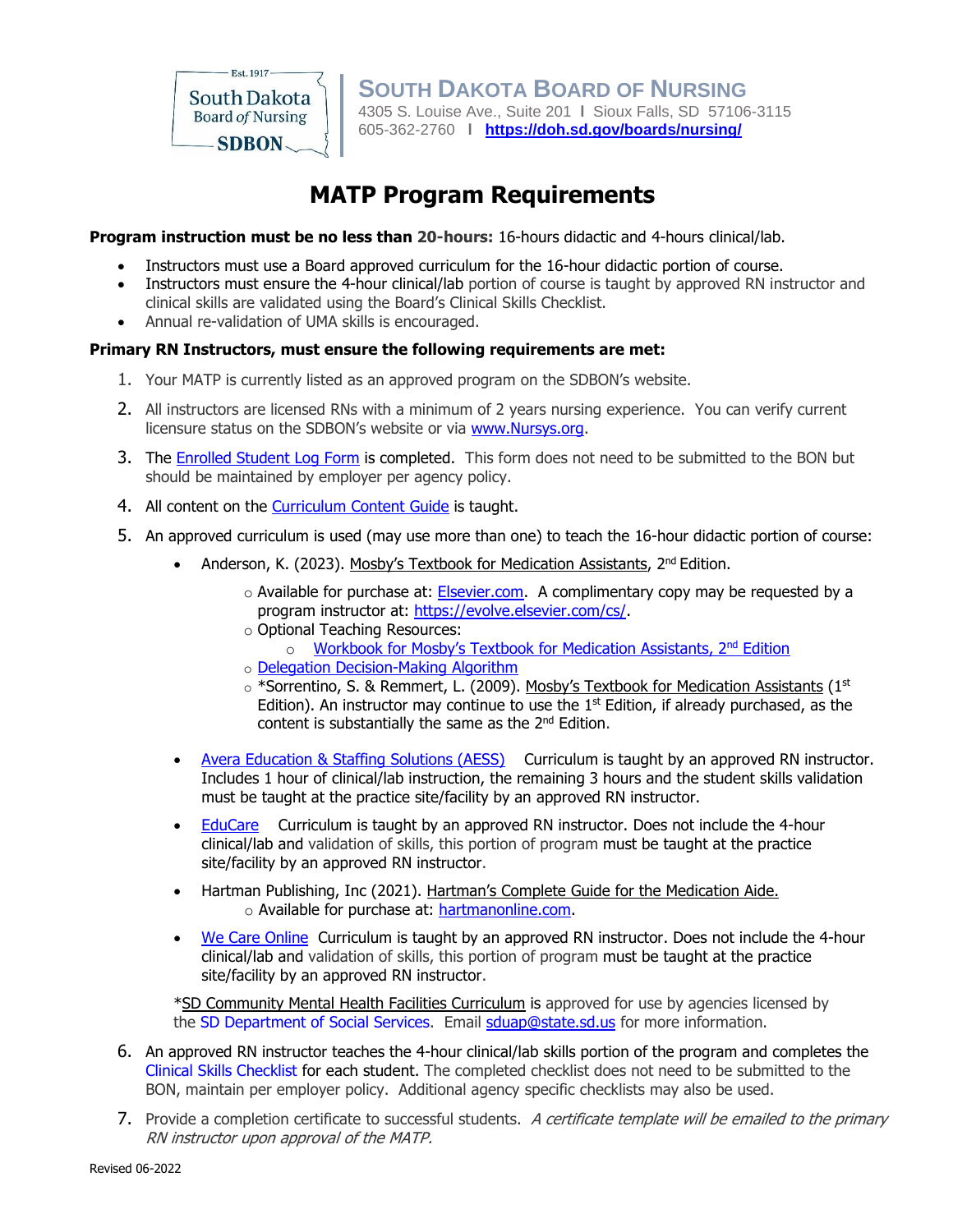Est. 1917
South Dakota
Board of Nursing
SDBON

**SOUTH DAKOTA BOARD OF NURSING**
4305 S. Louise Ave., Suite 201 I Sioux Falls, SD 57106-3115
605-362-2760 I **https://doh.sd.gov/boards/nursing/**

# MATP Program Requirements

**Program instruction must be no less than 20-hours:** 16-hours didactic and 4-hours clinical/lab.

- Instructors must use a Board approved curriculum for the 16-hour didactic portion of course.
- Instructors must ensure the 4-hour clinical/lab portion of course is taught by approved RN instructor and clinical skills are validated using the Board's Clinical Skills Checklist.
- Annual re-validation of UMA skills is encouraged.

**Primary RN Instructors, must ensure the following requirements are met:**

1. Your MATP is currently listed as an approved program on the SDBON's website.
2. All instructors are licensed RNs with a minimum of 2 years nursing experience. You can verify current licensure status on the SDBON's website or via www.Nursys.org.
3. The Enrolled Student Log Form is completed. This form does not need to be submitted to the BON but should be maintained by employer per agency policy.
4. All content on the Curriculum Content Guide is taught.
5. An approved curriculum is used (may use more than one) to teach the 16-hour didactic portion of course:
   - Anderson, K. (2023). Mosby's Textbook for Medication Assistants, 2nd Edition.
     - Available for purchase at: Elsevier.com. A complimentary copy may be requested by a program instructor at: https://evolve.elsevier.com/cs/.
     - Optional Teaching Resources:
       - Workbook for Mosby's Textbook for Medication Assistants, 2nd Edition
     - Delegation Decision-Making Algorithm
     - *Sorrentino, S. & Remmert, L. (2009). Mosby's Textbook for Medication Assistants (1st Edition). An instructor may continue to use the 1st Edition, if already purchased, as the content is substantially the same as the 2nd Edition.
   - Avera Education & Staffing Solutions (AESS) Curriculum is taught by an approved RN instructor. Includes 1 hour of clinical/lab instruction, the remaining 3 hours and the student skills validation must be taught at the practice site/facility by an approved RN instructor.
   - EduCare Curriculum is taught by an approved RN instructor. Does not include the 4-hour clinical/lab and validation of skills, this portion of program must be taught at the practice site/facility by an approved RN instructor.
   - Hartman Publishing, Inc (2021). Hartman's Complete Guide for the Medication Aide.
     - Available for purchase at: hartmanonline.com.
   - We Care Online Curriculum is taught by an approved RN instructor. Does not include the 4-hour clinical/lab and validation of skills, this portion of program must be taught at the practice site/facility by an approved RN instructor.

   *SD Community Mental Health Facilities Curriculum is approved for use by agencies licensed by the SD Department of Social Services. Email sduap@state.sd.us for more information.
6. An approved RN instructor teaches the 4-hour clinical/lab skills portion of the program and completes the Clinical Skills Checklist for each student. The completed checklist does not need to be submitted to the BON, maintain per employer policy. Additional agency specific checklists may also be used.
7. Provide a completion certificate to successful students. *A certificate template will be emailed to the primary RN instructor upon approval of the MATP.*

Revised 06-2022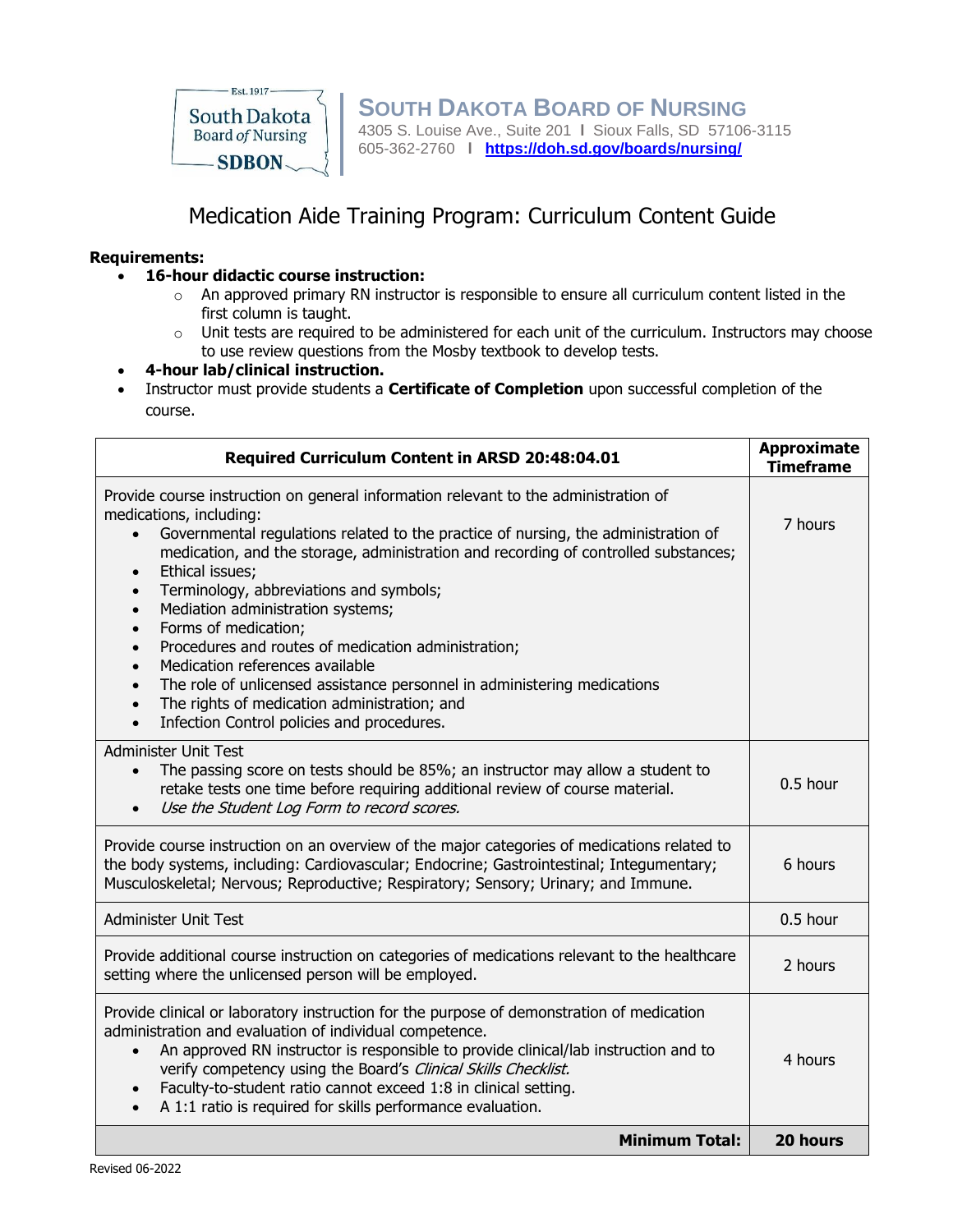**SOUTH DAKOTA BOARD OF NURSING**
4305 S. Louise Ave., Suite 201 | Sioux Falls, SD 57106-3115
605-362-2760 | https://doh.sd.gov/boards/nursing/

# Medication Aide Training Program: Curriculum Content Guide

**Requirements:**

- **16-hour didactic course instruction:**
  - An approved primary RN instructor is responsible to ensure all curriculum content listed in the first column is taught.
  - Unit tests are required to be administered for each unit of the curriculum. Instructors may choose to use review questions from the Mosby textbook to develop tests.
- **4-hour lab/clinical instruction.**
- Instructor must provide students a **Certificate of Completion** upon successful completion of the course.

| Required Curriculum Content in ARSD 20:48:04.01 | Approximate Timeframe |
|---|---|
| Provide course instruction on general information relevant to the administration of medications, including:<br>• Governmental regulations related to the practice of nursing, the administration of medication, and the storage, administration and recording of controlled substances;<br>• Ethical issues;<br>• Terminology, abbreviations and symbols;<br>• Mediation administration systems;<br>• Forms of medication;<br>• Procedures and routes of medication administration;<br>• Medication references available<br>• The role of unlicensed assistance personnel in administering medications<br>• The rights of medication administration; and<br>• Infection Control policies and procedures. | 7 hours |
| Administer Unit Test<br>• The passing score on tests should be 85%; an instructor may allow a student to retake tests one time before requiring additional review of course material.<br>• *Use the Student Log Form to record scores.* | 0.5 hour |
| Provide course instruction on an overview of the major categories of medications related to the body systems, including: Cardiovascular; Endocrine; Gastrointestinal; Integumentary; Musculoskeletal; Nervous; Reproductive; Respiratory; Sensory; Urinary; and Immune. | 6 hours |
| Administer Unit Test | 0.5 hour |
| Provide additional course instruction on categories of medications relevant to the healthcare setting where the unlicensed person will be employed. | 2 hours |
| Provide clinical or laboratory instruction for the purpose of demonstration of medication administration and evaluation of individual competence.<br>• An approved RN instructor is responsible to provide clinical/lab instruction and to verify competency using the Board's *Clinical Skills Checklist.*<br>• Faculty-to-student ratio cannot exceed 1:8 in clinical setting.<br>• A 1:1 ratio is required for skills performance evaluation. | 4 hours |
| **Minimum Total:** | **20 hours** |

Revised 06-2022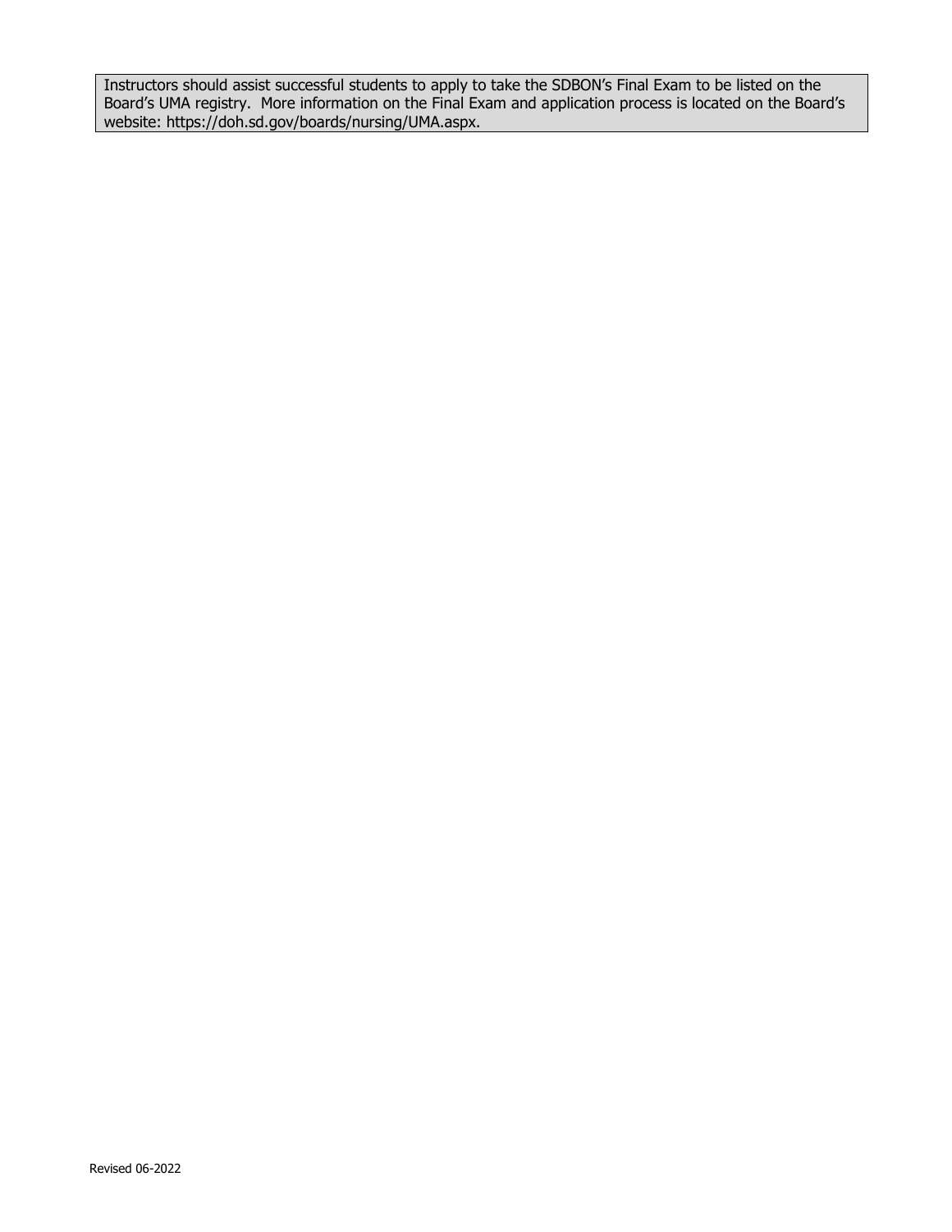Instructors should assist successful students to apply to take the SDBON's Final Exam to be listed on the Board's UMA registry. More information on the Final Exam and application process is located on the Board's website: https://doh.sd.gov/boards/nursing/UMA.aspx.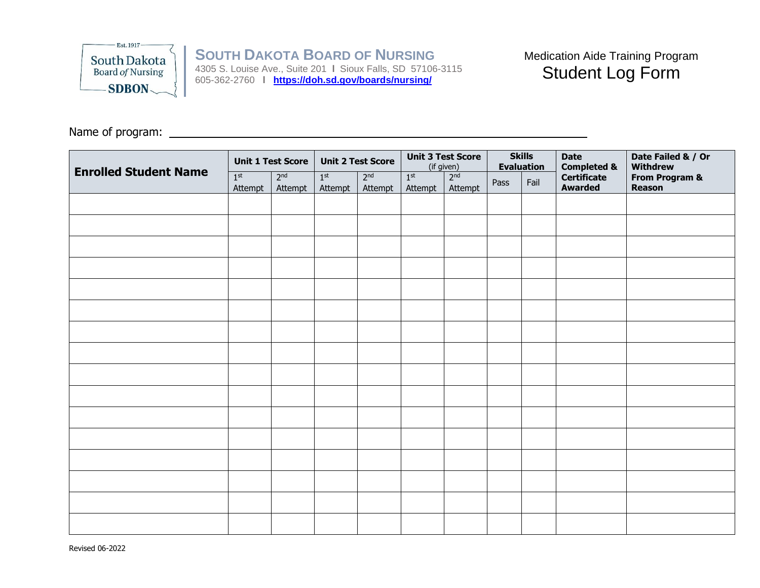**SOUTH DAKOTA BOARD OF NURSING**
4305 S. Louise Ave., Suite 201 | Sioux Falls, SD 57106-3115
605-362-2760 | https://doh.sd.gov/boards/nursing/

Medication Aide Training Program
# Student Log Form

Name of program: ________________________________________________

| Enrolled Student Name | Unit 1 Test Score | | Unit 2 Test Score | | Unit 3 Test Score (if given) | | Skills Evaluation | | Date Completed & Certificate Awarded | Date Failed & / Or Withdrew From Program & Reason |
|---|---|---|---|---|---|---|---|---|---|---|
| | 1st Attempt | 2nd Attempt | 1st Attempt | 2nd Attempt | 1st Attempt | 2nd Attempt | Pass | Fail | | |
| | | | | | | | | | | |
| | | | | | | | | | | |
| | | | | | | | | | | |
| | | | | | | | | | | |
| | | | | | | | | | | |
| | | | | | | | | | | |
| | | | | | | | | | | |
| | | | | | | | | | | |
| | | | | | | | | | | |
| | | | | | | | | | | |
| | | | | | | | | | | |
| | | | | | | | | | | |
| | | | | | | | | | | |
| | | | | | | | | | | |
| | | | | | | | | | | |
| | | | | | | | | | | |

Revised 06-2022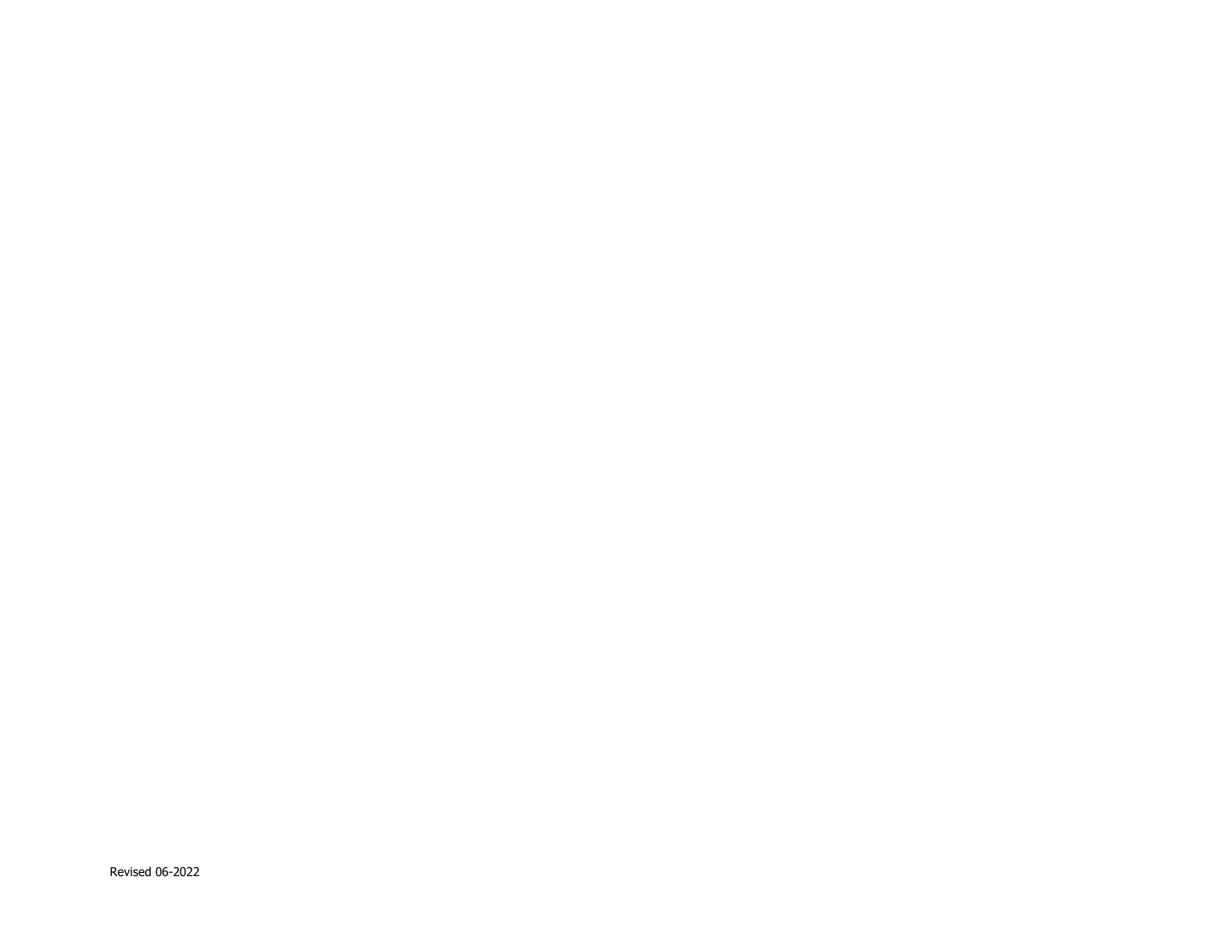Revised 06-2022